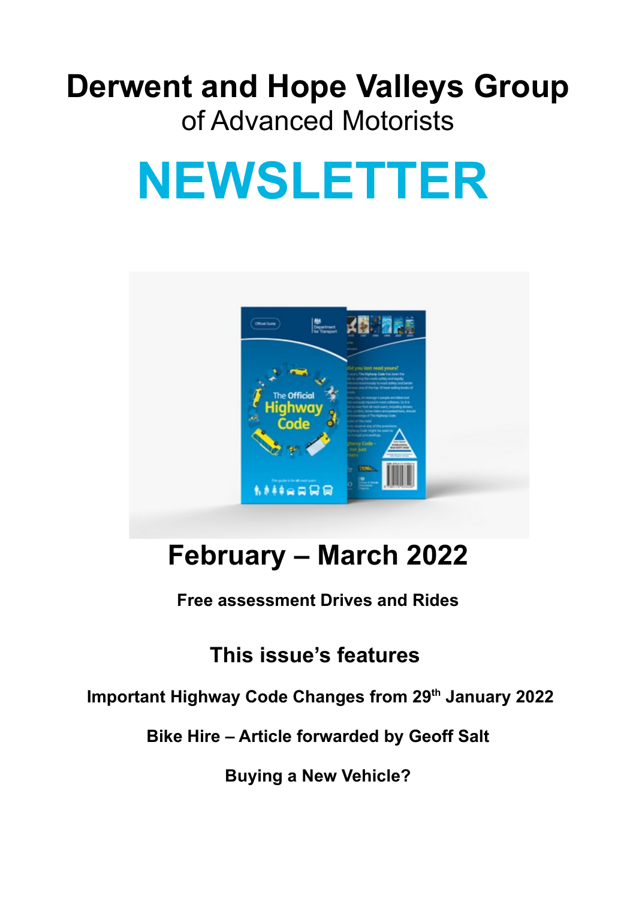# Derwent and Hope Valleys Group

of Advanced Motorists

# NEWSLETTER

## February – March 2022

**Free assessment Drives and Rides**

## This issue's features

**Important Highway Code Changes from 29th January 2022**

**Bike Hire – Article forwarded by Geoff Salt**

**Buying a New Vehicle?**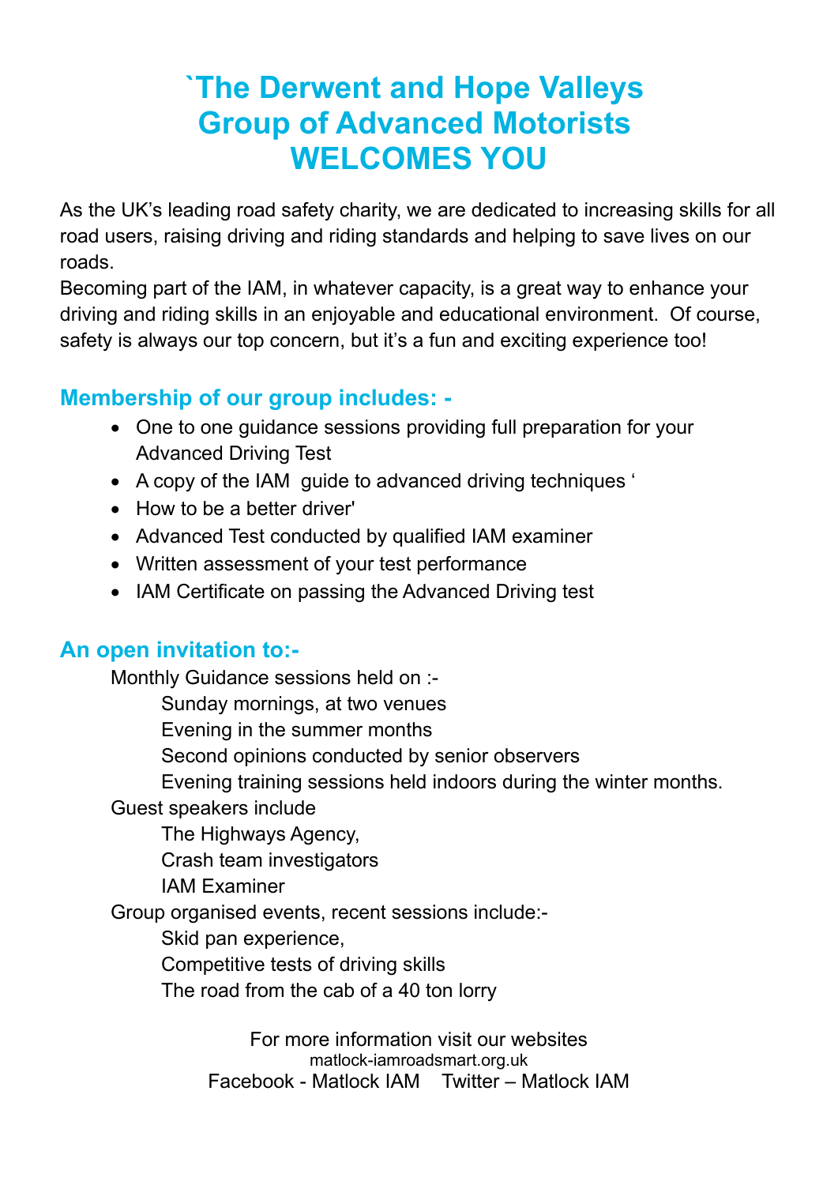# `The Derwent and Hope Valleys Group of Advanced Motorists WELCOMES YOU

As the UK's leading road safety charity, we are dedicated to increasing skills for all road users, raising driving and riding standards and helping to save lives on our roads.

Becoming part of the IAM, in whatever capacity, is a great way to enhance your driving and riding skills in an enjoyable and educational environment. Of course, safety is always our top concern, but it's a fun and exciting experience too!

## Membership of our group includes: -

- One to one guidance sessions providing full preparation for your Advanced Driving Test
- A copy of the IAM guide to advanced driving techniques '
- How to be a better driver'
- Advanced Test conducted by qualified IAM examiner
- Written assessment of your test performance
- IAM Certificate on passing the Advanced Driving test

## An open invitation to:-

Monthly Guidance sessions held on :-

- Sunday mornings, at two venues
- Evening in the summer months
- Second opinions conducted by senior observers
- Evening training sessions held indoors during the winter months.

Guest speakers include

- The Highways Agency,
- Crash team investigators
- IAM Examiner

Group organised events, recent sessions include:-

- Skid pan experience,
- Competitive tests of driving skills
- The road from the cab of a 40 ton lorry

For more information visit our websites

matlock-iamroadsmart.org.uk

Facebook - Matlock IAM    Twitter – Matlock IAM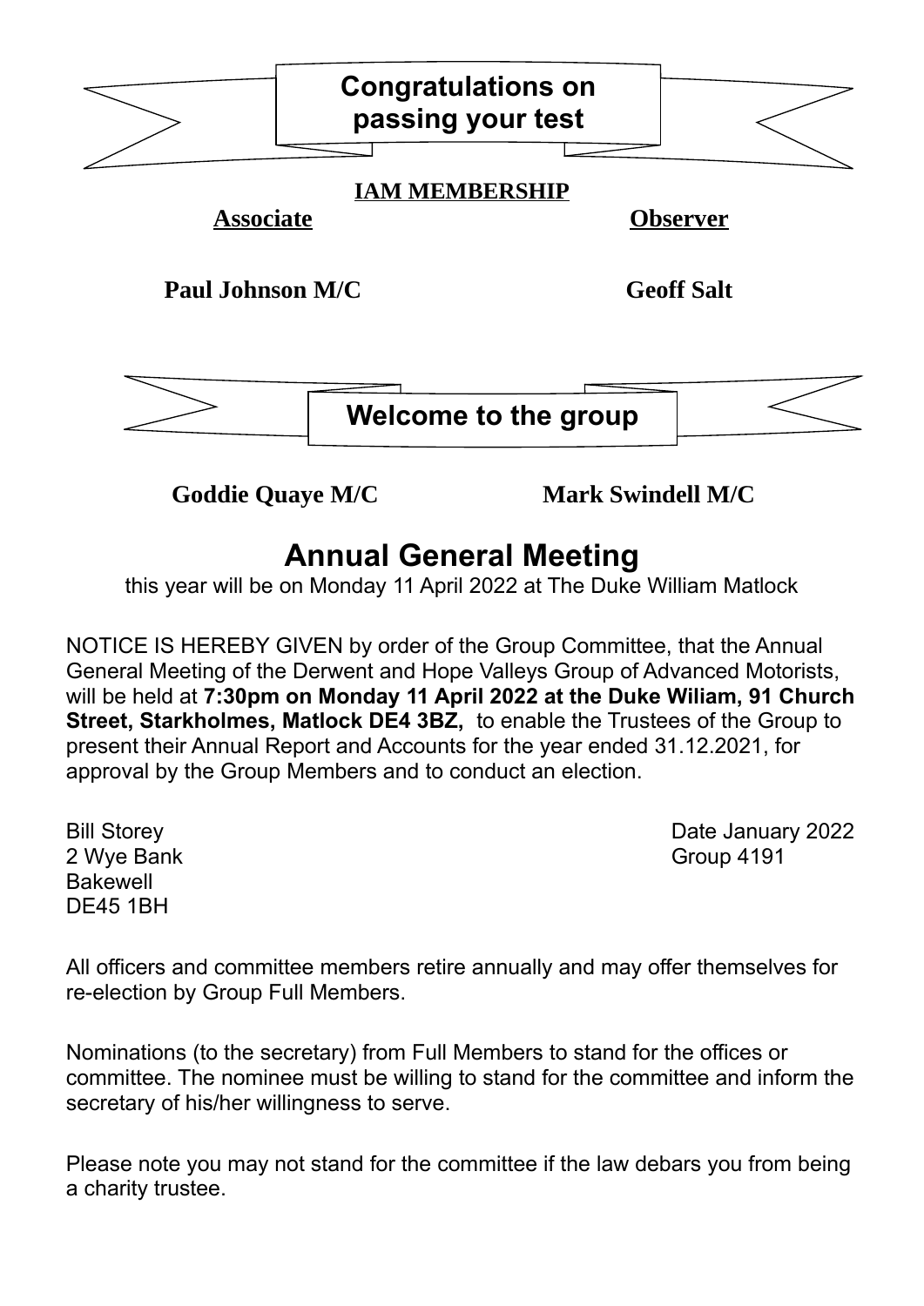## Congratulations on passing your test

**IAM MEMBERSHIP**

| **Associate** | **Observer** |
| --- | --- |
| **Paul Johnson M/C** | **Geoff Salt** |

## Welcome to the group

**Goddie Quaye M/C** **Mark Swindell M/C**

# Annual General Meeting

this year will be on Monday 11 April 2022 at The Duke William Matlock

NOTICE IS HEREBY GIVEN by order of the Group Committee, that the Annual General Meeting of the Derwent and Hope Valleys Group of Advanced Motorists, will be held at **7:30pm on Monday 11 April 2022 at the Duke Wiliam, 91 Church Street, Starkholmes, Matlock DE4 3BZ,** to enable the Trustees of the Group to present their Annual Report and Accounts for the year ended 31.12.2021, for approval by the Group Members and to conduct an election.

Bill Storey
2 Wye Bank
Bakewell
DE45 1BH

Date January 2022
Group 4191

All officers and committee members retire annually and may offer themselves for re-election by Group Full Members.

Nominations (to the secretary) from Full Members to stand for the offices or committee. The nominee must be willing to stand for the committee and inform the secretary of his/her willingness to serve.

Please note you may not stand for the committee if the law debars you from being a charity trustee.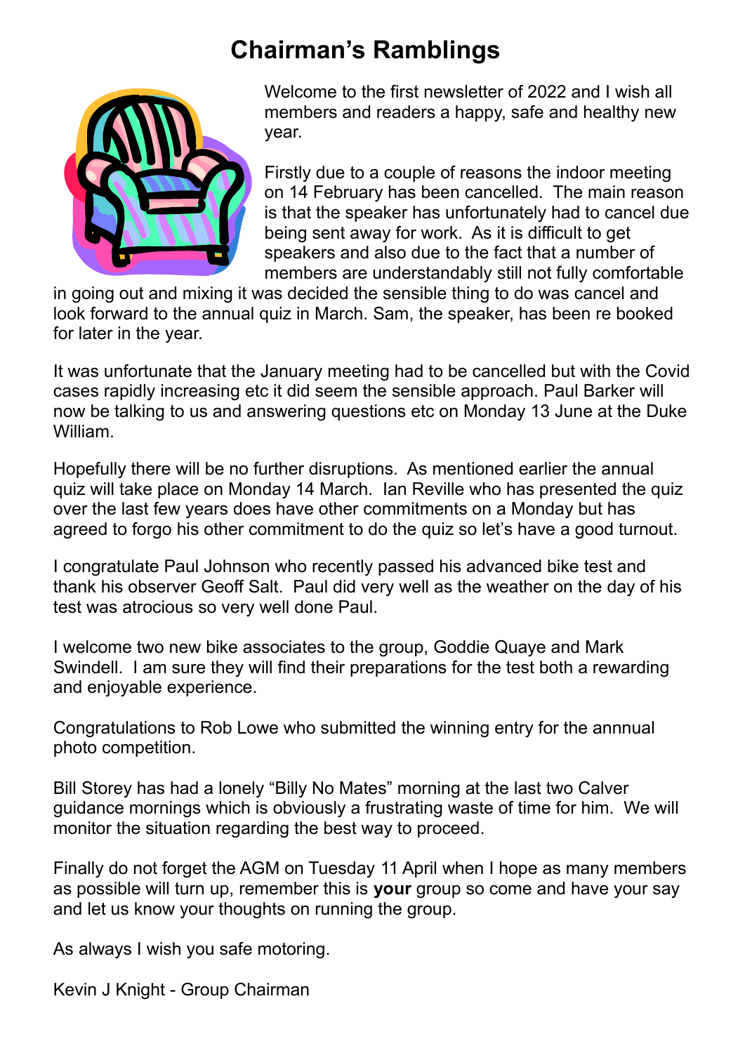# Chairman's Ramblings

Welcome to the first newsletter of 2022 and I wish all members and readers a happy, safe and healthy new year.

Firstly due to a couple of reasons the indoor meeting on 14 February has been cancelled. The main reason is that the speaker has unfortunately had to cancel due being sent away for work. As it is difficult to get speakers and also due to the fact that a number of members are understandably still not fully comfortable in going out and mixing it was decided the sensible thing to do was cancel and look forward to the annual quiz in March. Sam, the speaker, has been re booked for later in the year.

It was unfortunate that the January meeting had to be cancelled but with the Covid cases rapidly increasing etc it did seem the sensible approach. Paul Barker will now be talking to us and answering questions etc on Monday 13 June at the Duke William.

Hopefully there will be no further disruptions. As mentioned earlier the annual quiz will take place on Monday 14 March. Ian Reville who has presented the quiz over the last few years does have other commitments on a Monday but has agreed to forgo his other commitment to do the quiz so let's have a good turnout.

I congratulate Paul Johnson who recently passed his advanced bike test and thank his observer Geoff Salt. Paul did very well as the weather on the day of his test was atrocious so very well done Paul.

I welcome two new bike associates to the group, Goddie Quaye and Mark Swindell. I am sure they will find their preparations for the test both a rewarding and enjoyable experience.

Congratulations to Rob Lowe who submitted the winning entry for the annnual photo competition.

Bill Storey has had a lonely "Billy No Mates" morning at the last two Calver guidance mornings which is obviously a frustrating waste of time for him. We will monitor the situation regarding the best way to proceed.

Finally do not forget the AGM on Tuesday 11 April when I hope as many members as possible will turn up, remember this is **your** group so come and have your say and let us know your thoughts on running the group.

As always I wish you safe motoring.

Kevin J Knight - Group Chairman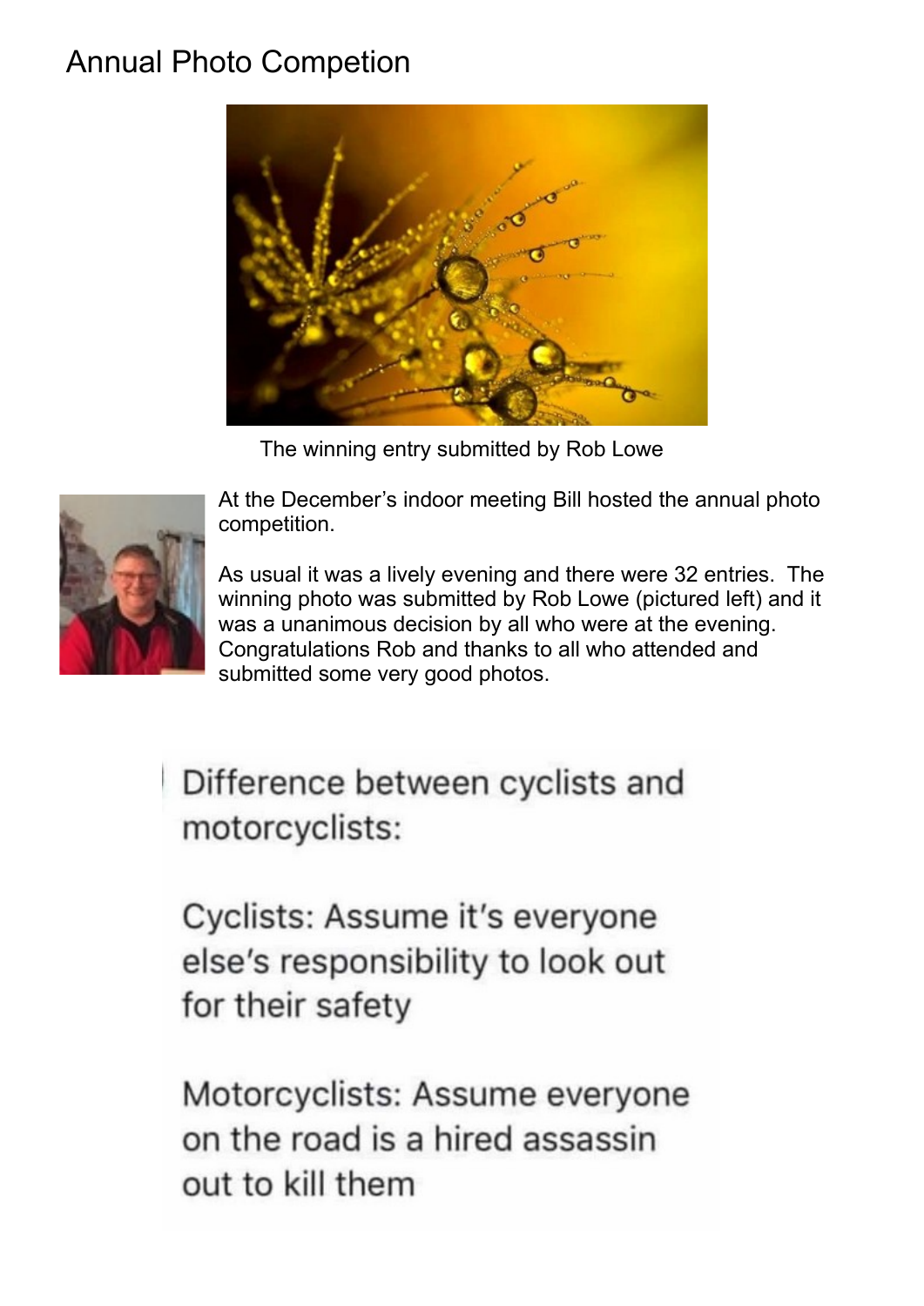# Annual Photo Competion

The winning entry submitted by Rob Lowe

At the December's indoor meeting Bill hosted the annual photo competition.

As usual it was a lively evening and there were 32 entries. The winning photo was submitted by Rob Lowe (pictured left) and it was a unanimous decision by all who were at the evening. Congratulations Rob and thanks to all who attended and submitted some very good photos.

Difference between cyclists and motorcyclists:

Cyclists: Assume it's everyone else's responsibility to look out for their safety

Motorcyclists: Assume everyone on the road is a hired assassin out to kill them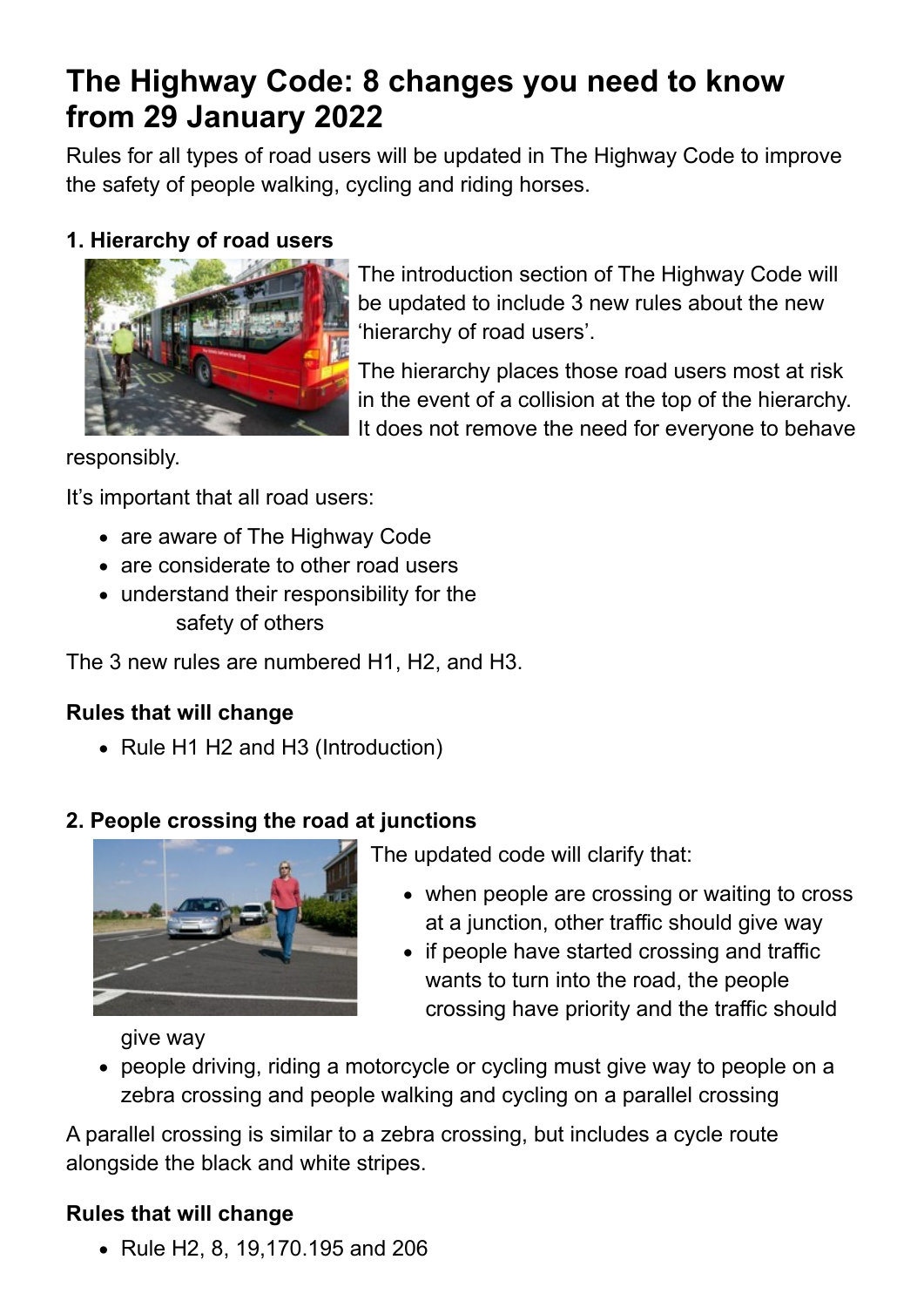# The Highway Code: 8 changes you need to know from 29 January 2022

Rules for all types of road users will be updated in The Highway Code to improve the safety of people walking, cycling and riding horses.

### 1. Hierarchy of road users

The introduction section of The Highway Code will be updated to include 3 new rules about the new 'hierarchy of road users'.

The hierarchy places those road users most at risk in the event of a collision at the top of the hierarchy. It does not remove the need for everyone to behave responsibly.

It's important that all road users:

- are aware of The Highway Code
- are considerate to other road users
- understand their responsibility for the safety of others

The 3 new rules are numbered H1, H2, and H3.

**Rules that will change**

- Rule H1 H2 and H3 (Introduction)

### 2. People crossing the road at junctions

The updated code will clarify that:

- when people are crossing or waiting to cross at a junction, other traffic should give way
- if people have started crossing and traffic wants to turn into the road, the people crossing have priority and the traffic should give way
- people driving, riding a motorcycle or cycling must give way to people on a zebra crossing and people walking and cycling on a parallel crossing

A parallel crossing is similar to a zebra crossing, but includes a cycle route alongside the black and white stripes.

**Rules that will change**

- Rule H2, 8, 19,170.195 and 206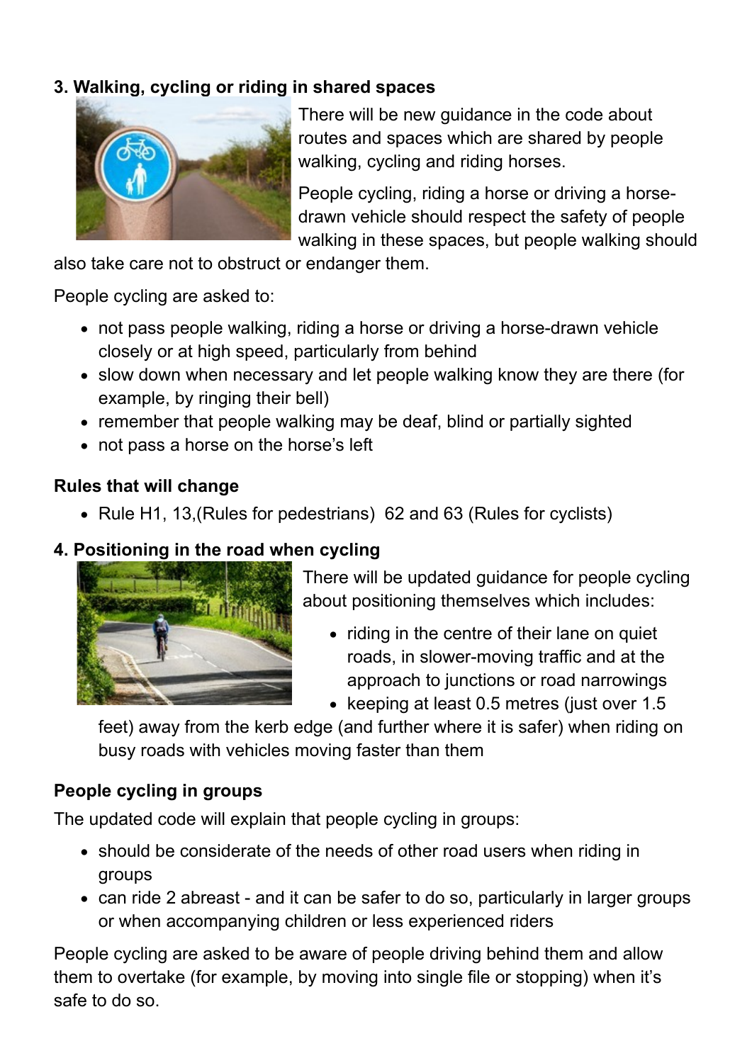### 3. Walking, cycling or riding in shared spaces

There will be new guidance in the code about routes and spaces which are shared by people walking, cycling and riding horses.

People cycling, riding a horse or driving a horse-drawn vehicle should respect the safety of people walking in these spaces, but people walking should also take care not to obstruct or endanger them.

People cycling are asked to:

- not pass people walking, riding a horse or driving a horse-drawn vehicle closely or at high speed, particularly from behind
- slow down when necessary and let people walking know they are there (for example, by ringing their bell)
- remember that people walking may be deaf, blind or partially sighted
- not pass a horse on the horse's left

### Rules that will change

- Rule H1, 13,(Rules for pedestrians) 62 and 63 (Rules for cyclists)

### 4. Positioning in the road when cycling

There will be updated guidance for people cycling about positioning themselves which includes:

- riding in the centre of their lane on quiet roads, in slower-moving traffic and at the approach to junctions or road narrowings
- keeping at least 0.5 metres (just over 1.5 feet) away from the kerb edge (and further where it is safer) when riding on busy roads with vehicles moving faster than them

### People cycling in groups

The updated code will explain that people cycling in groups:

- should be considerate of the needs of other road users when riding in groups
- can ride 2 abreast - and it can be safer to do so, particularly in larger groups or when accompanying children or less experienced riders

People cycling are asked to be aware of people driving behind them and allow them to overtake (for example, by moving into single file or stopping) when it's safe to do so.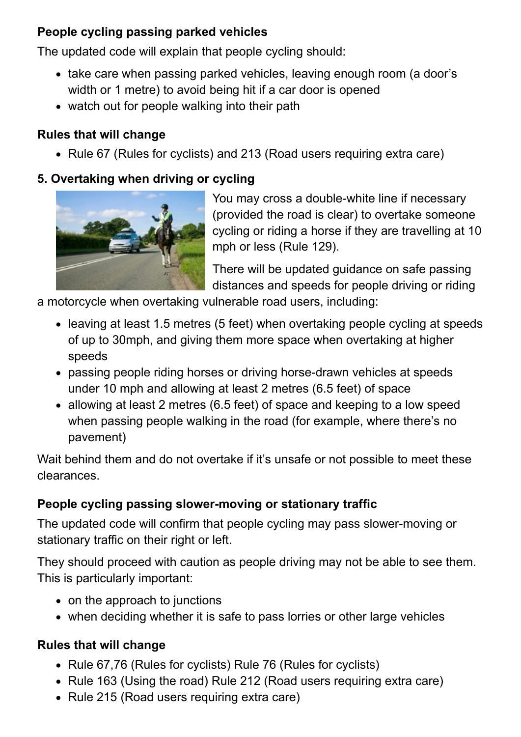**People cycling passing parked vehicles**

The updated code will explain that people cycling should:

- take care when passing parked vehicles, leaving enough room (a door's width or 1 metre) to avoid being hit if a car door is opened
- watch out for people walking into their path

**Rules that will change**

- Rule 67 (Rules for cyclists) and 213 (Road users requiring extra care)

**5. Overtaking when driving or cycling**

You may cross a double-white line if necessary (provided the road is clear) to overtake someone cycling or riding a horse if they are travelling at 10 mph or less (Rule 129).

There will be updated guidance on safe passing distances and speeds for people driving or riding a motorcycle when overtaking vulnerable road users, including:

- leaving at least 1.5 metres (5 feet) when overtaking people cycling at speeds of up to 30mph, and giving them more space when overtaking at higher speeds
- passing people riding horses or driving horse-drawn vehicles at speeds under 10 mph and allowing at least 2 metres (6.5 feet) of space
- allowing at least 2 metres (6.5 feet) of space and keeping to a low speed when passing people walking in the road (for example, where there's no pavement)

Wait behind them and do not overtake if it's unsafe or not possible to meet these clearances.

**People cycling passing slower-moving or stationary traffic**

The updated code will confirm that people cycling may pass slower-moving or stationary traffic on their right or left.

They should proceed with caution as people driving may not be able to see them. This is particularly important:

- on the approach to junctions
- when deciding whether it is safe to pass lorries or other large vehicles

**Rules that will change**

- Rule 67,76 (Rules for cyclists) Rule 76 (Rules for cyclists)
- Rule 163 (Using the road) Rule 212 (Road users requiring extra care)
- Rule 215 (Road users requiring extra care)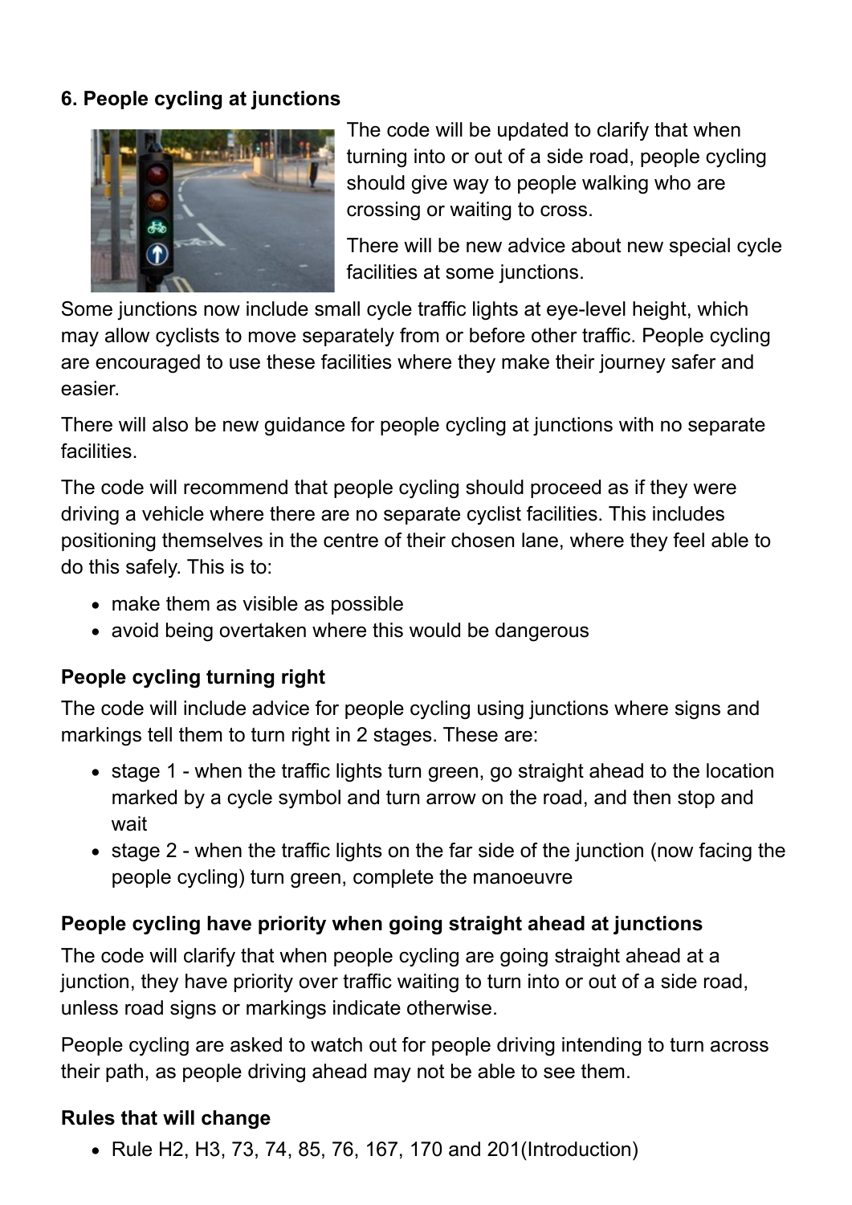**6. People cycling at junctions**

The code will be updated to clarify that when turning into or out of a side road, people cycling should give way to people walking who are crossing or waiting to cross.

There will be new advice about new special cycle facilities at some junctions.

Some junctions now include small cycle traffic lights at eye-level height, which may allow cyclists to move separately from or before other traffic. People cycling are encouraged to use these facilities where they make their journey safer and easier.

There will also be new guidance for people cycling at junctions with no separate facilities.

The code will recommend that people cycling should proceed as if they were driving a vehicle where there are no separate cyclist facilities. This includes positioning themselves in the centre of their chosen lane, where they feel able to do this safely. This is to:

- make them as visible as possible
- avoid being overtaken where this would be dangerous

**People cycling turning right**

The code will include advice for people cycling using junctions where signs and markings tell them to turn right in 2 stages. These are:

- stage 1 - when the traffic lights turn green, go straight ahead to the location marked by a cycle symbol and turn arrow on the road, and then stop and wait
- stage 2 - when the traffic lights on the far side of the junction (now facing the people cycling) turn green, complete the manoeuvre

**People cycling have priority when going straight ahead at junctions**

The code will clarify that when people cycling are going straight ahead at a junction, they have priority over traffic waiting to turn into or out of a side road, unless road signs or markings indicate otherwise.

People cycling are asked to watch out for people driving intending to turn across their path, as people driving ahead may not be able to see them.

**Rules that will change**

- Rule H2, H3, 73, 74, 85, 76, 167, 170 and 201(Introduction)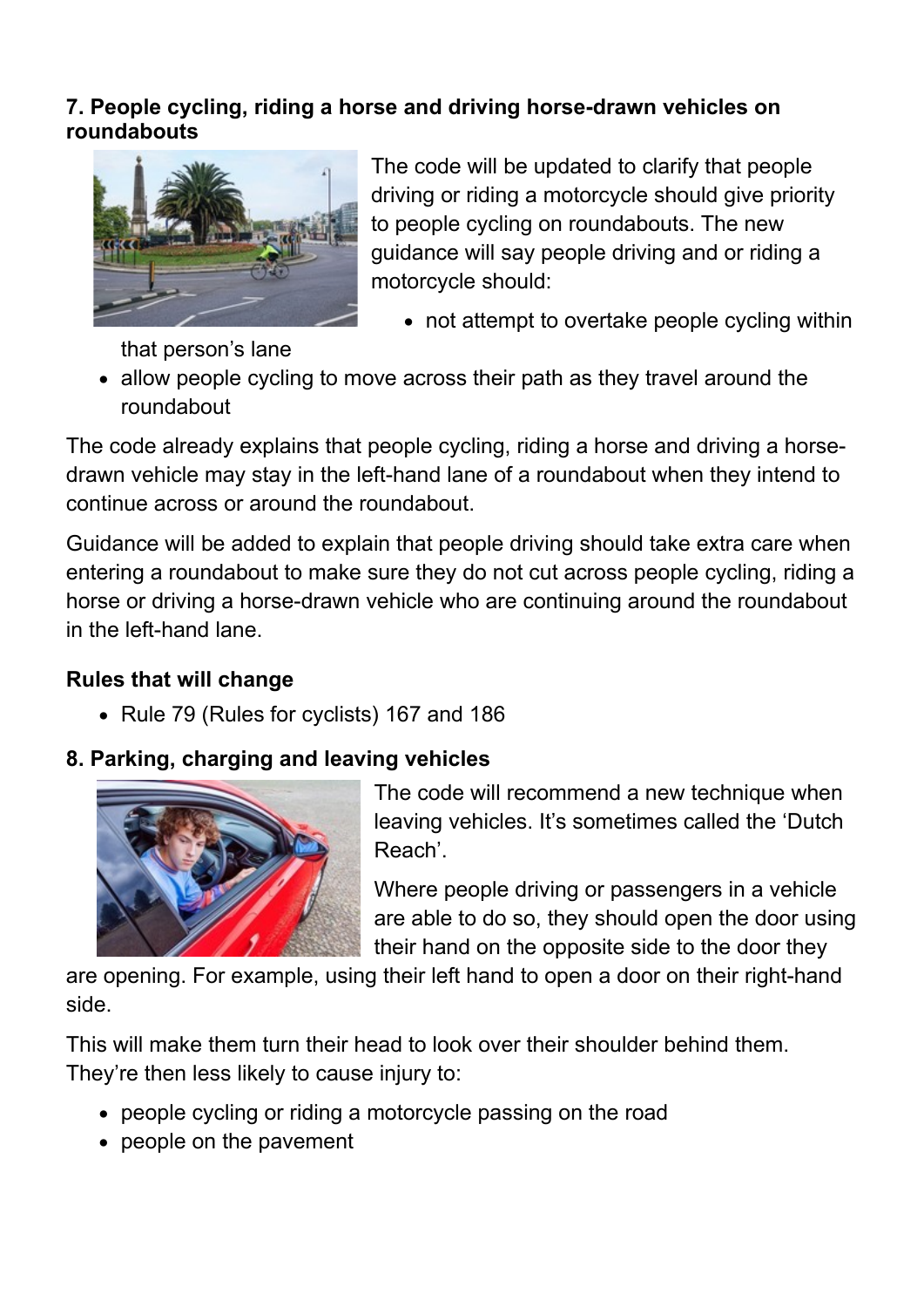### 7. People cycling, riding a horse and driving horse-drawn vehicles on roundabouts

The code will be updated to clarify that people driving or riding a motorcycle should give priority to people cycling on roundabouts. The new guidance will say people driving and or riding a motorcycle should:

- not attempt to overtake people cycling within that person's lane
- allow people cycling to move across their path as they travel around the roundabout

The code already explains that people cycling, riding a horse and driving a horse-drawn vehicle may stay in the left-hand lane of a roundabout when they intend to continue across or around the roundabout.

Guidance will be added to explain that people driving should take extra care when entering a roundabout to make sure they do not cut across people cycling, riding a horse or driving a horse-drawn vehicle who are continuing around the roundabout in the left-hand lane.

#### Rules that will change

- Rule 79 (Rules for cyclists) 167 and 186

### 8. Parking, charging and leaving vehicles

The code will recommend a new technique when leaving vehicles. It's sometimes called the 'Dutch Reach'.

Where people driving or passengers in a vehicle are able to do so, they should open the door using their hand on the opposite side to the door they are opening. For example, using their left hand to open a door on their right-hand side.

This will make them turn their head to look over their shoulder behind them. They're then less likely to cause injury to:

- people cycling or riding a motorcycle passing on the road
- people on the pavement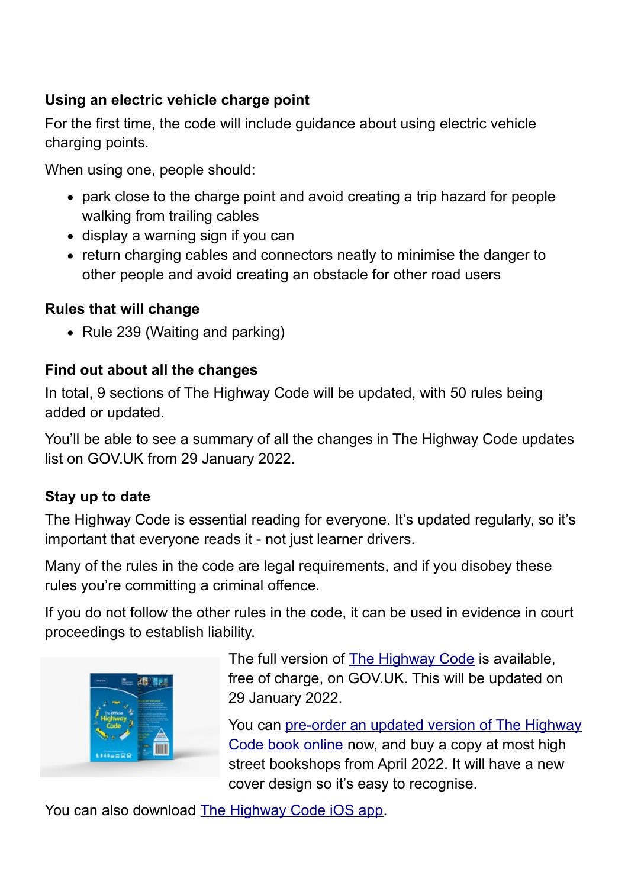### Using an electric vehicle charge point

For the first time, the code will include guidance about using electric vehicle charging points.

When using one, people should:

- park close to the charge point and avoid creating a trip hazard for people walking from trailing cables
- display a warning sign if you can
- return charging cables and connectors neatly to minimise the danger to other people and avoid creating an obstacle for other road users

### Rules that will change

- Rule 239 (Waiting and parking)

### Find out about all the changes

In total, 9 sections of The Highway Code will be updated, with 50 rules being added or updated.

You'll be able to see a summary of all the changes in The Highway Code updates list on GOV.UK from 29 January 2022.

### Stay up to date

The Highway Code is essential reading for everyone. It's updated regularly, so it's important that everyone reads it - not just learner drivers.

Many of the rules in the code are legal requirements, and if you disobey these rules you're committing a criminal offence.

If you do not follow the other rules in the code, it can be used in evidence in court proceedings to establish liability.

The full version of The Highway Code is available, free of charge, on GOV.UK. This will be updated on 29 January 2022.

You can pre-order an updated version of The Highway Code book online now, and buy a copy at most high street bookshops from April 2022. It will have a new cover design so it's easy to recognise.

You can also download The Highway Code iOS app.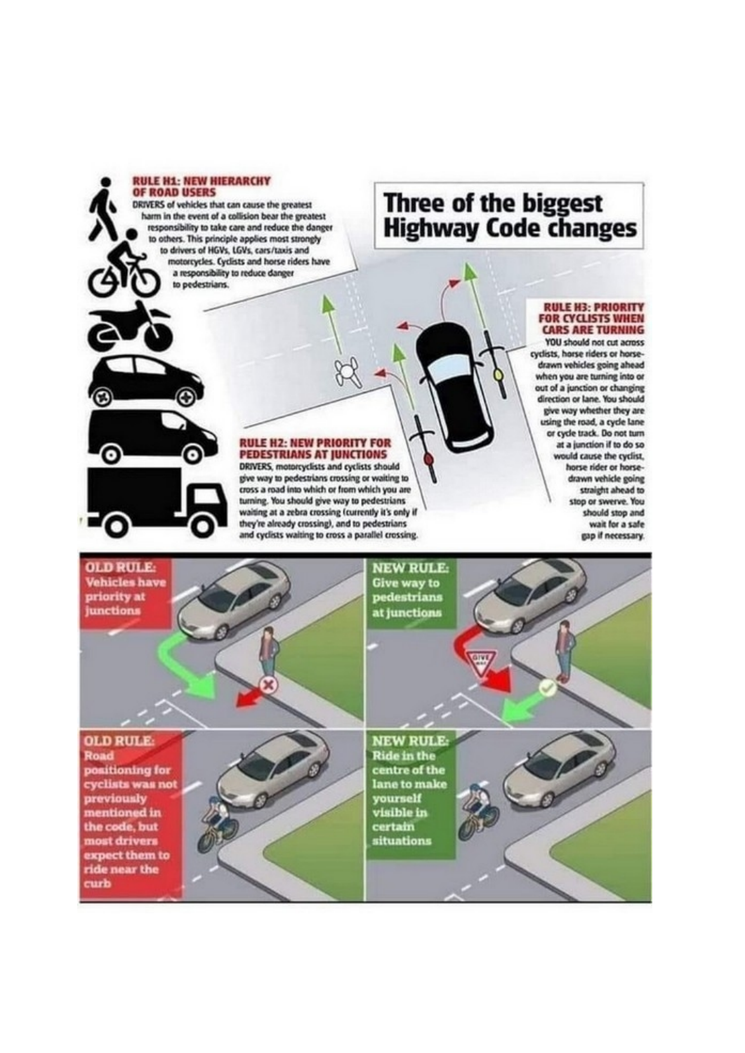# Three of the biggest Highway Code changes

## RULE H1: NEW HIERARCHY OF ROAD USERS

DRIVERS of vehicles that can cause the greatest harm in the event of a collision bear the greatest responsibility to take care and reduce the danger to others. This principle applies most strongly to drivers of HGVs, LGVs, cars/taxis and motorcycles. Cyclists and horse riders have a responsibility to reduce danger to pedestrians.

## RULE H2: NEW PRIORITY FOR PEDESTRIANS AT JUNCTIONS

DRIVERS, motorcyclists and cyclists should give way to pedestrians crossing or waiting to cross a road into which or from which you are turning. You should give way to pedestrians waiting at a zebra crossing (currently it's only if they're already crossing), and to pedestrians and cyclists waiting to cross a parallel crossing.

## RULE H3: PRIORITY FOR CYCLISTS WHEN CARS ARE TURNING

YOU should not cut across cyclists, horse riders or horse-drawn vehicles going ahead when you are turning into or out of a junction or changing direction or lane. You should give way whether they are using the road, a cycle lane or cycle track. Do not turn at a junction if to do so would cause the cyclist, horse rider or horse-drawn vehicle going straight ahead to stop or swerve. You should stop and wait for a safe gap if necessary.

**OLD RULE:** Vehicles have priority at junctions

**NEW RULE:** Give way to pedestrians at junctions

**OLD RULE:** Road positioning for cyclists was not previously mentioned in the code, but most drivers expect them to ride near the curb

**NEW RULE:** Ride in the centre of the lane to make yourself visible in certain situations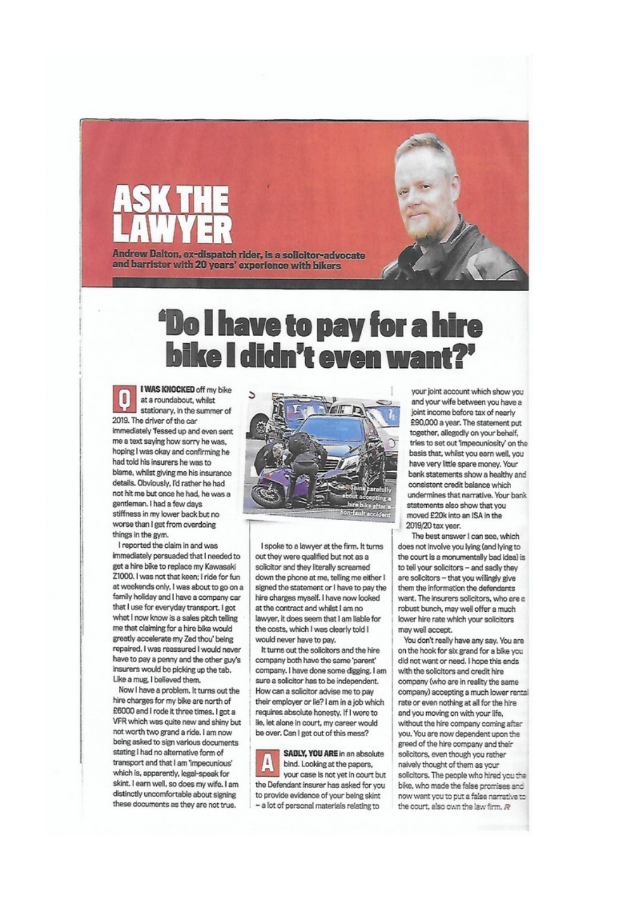# ASK THE LAWYER

**Andrew Dalton, ex-dispatch rider, is a solicitor-advocate and barrister with 20 years' experience with bikers**

# 'Do I have to pay for a hire bike I didn't even want?'

**Q** **I WAS KNOCKED** off my bike at a roundabout, whilst stationary, in the summer of 2019. The driver of the car immediately 'fessed up and even sent me a text saying how sorry he was, hoping I was okay and confirming he had told his insurers he was to blame, whilst giving me his insurance details. Obviously, I'd rather he had not hit me but once he had, he was a gentleman. I had a few days stiffness in my lower back but no worse than I get from overdoing things in the gym.

I reported the claim in and was immediately persuaded that I needed to get a hire bike to replace my Kawasaki Z1000. I was not that keen; I ride for fun at weekends only, I was about to go on a family holiday and I have a company car that I use for everyday transport. I got what I now know is a sales pitch telling me that claiming for a hire bike would greatly accelerate my Zed thou' being repaired. I was reassured I would never have to pay a penny and the other guy's insurers would be picking up the tab. Like a mug, I believed them.

Now I have a problem. It turns out the hire charges for my bike are north of £6000 and I rode it three times. I got a VFR which was quite new and shiny but not worth two grand a ride. I am now being asked to sign various documents stating I had no alternative form of transport and that I am 'impecunious' which is, apparently, legal-speak for skint. I earn well, so does my wife. I am distinctly uncomfortable about signing these documents as they are not true.

Think carefully about accepting a hire bike after a non-fault accident

I spoke to a lawyer at the firm. It turns out they were qualified but not as a solicitor and they literally screamed down the phone at me, telling me either I signed the statement or I have to pay the hire charges myself. I have now looked at the contract and whilst I am no lawyer, it does seem that I am liable for the costs, which I was clearly told I would never have to pay.

It turns out the solicitors and the hire company both have the same 'parent' company. I have done some digging. I am sure a solicitor has to be independent. How can a solicitor advise me to pay their employer or lie? I am in a job which requires absolute honesty. If I were to lie, let alone in court, my career would be over. Can I get out of this mess?

**A** **SADLY, YOU ARE** in an absolute bind. Looking at the papers, your case is not yet in court but the Defendant insurer has asked for you to provide evidence of your being skint – a lot of personal materials relating to your joint account which show you and your wife between you have a joint income before tax of nearly £90,000 a year. The statement put together, allegedly on your behalf, tries to set out 'impecuniosity' on the basis that, whilst you earn well, you have very little spare money. Your bank statements show a healthy and consistent credit balance which undermines that narrative. Your bank statements also show that you moved £20k into an ISA in the 2019/20 tax year.

The best answer I can see, which does not involve you lying (and lying to the court is a monumentally bad idea) is to tell your solicitors – and sadly they are solicitors – that you willingly give them the information the defendants want. The insurers solicitors, who are a robust bunch, may well offer a much lower hire rate which your solicitors may well accept.

You don't really have any say. You are on the hook for six grand for a bike you did not want or need. I hope this ends with the solicitors and credit hire company (who are in reality the same company) accepting a much lower rental rate or even nothing at all for the hire and you moving on with your life, without the hire company coming after you. You are now dependent upon the greed of the hire company and their solicitors, even though you rather naively thought of them as your solicitors. The people who hired you the bike, who made the false promises and now want you to put a false narrative to the court, also own the law firm.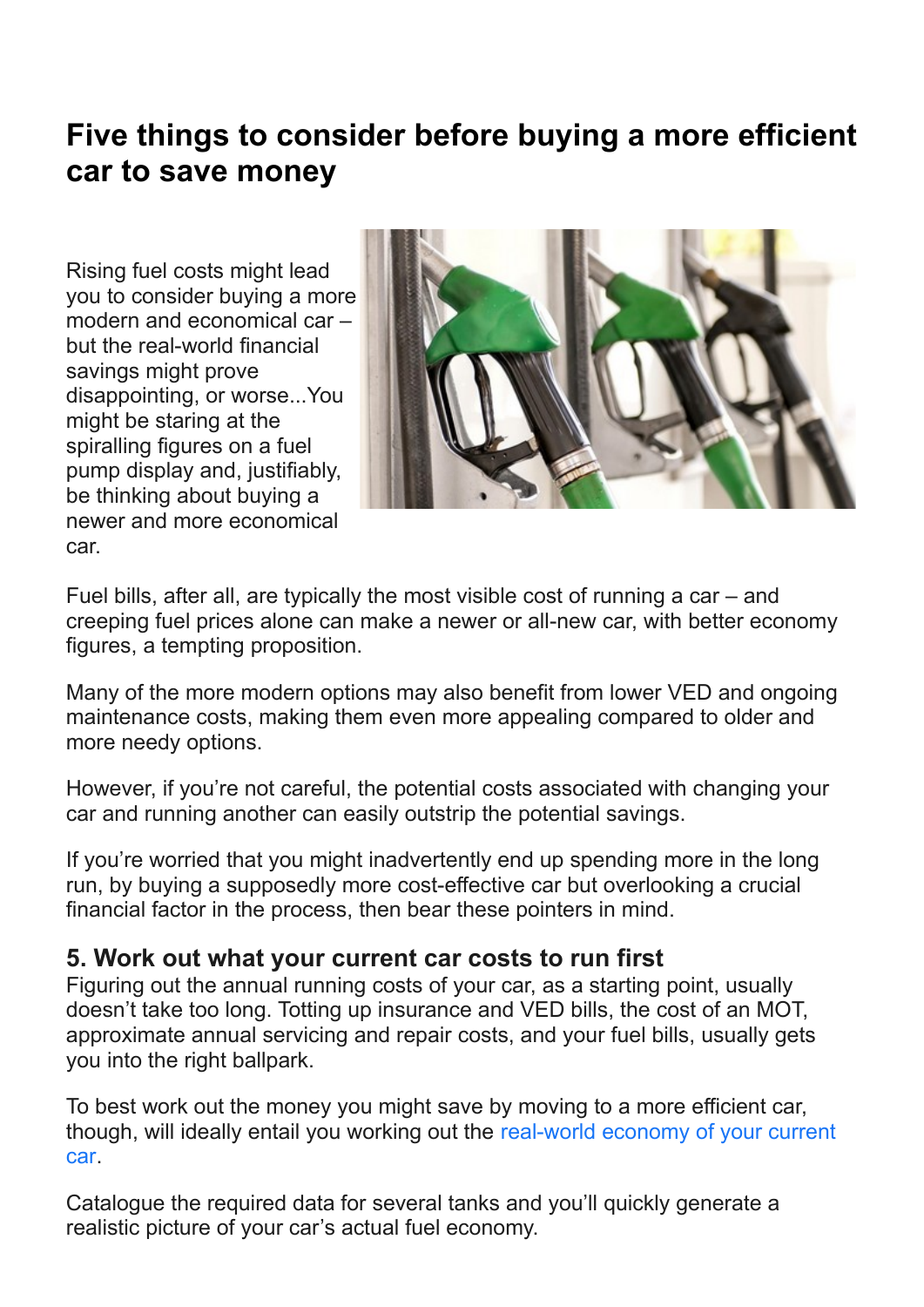# Five things to consider before buying a more efficient car to save money

Rising fuel costs might lead you to consider buying a more modern and economical car – but the real-world financial savings might prove disappointing, or worse...You might be staring at the spiralling figures on a fuel pump display and, justifiably, be thinking about buying a newer and more economical car.

Fuel bills, after all, are typically the most visible cost of running a car – and creeping fuel prices alone can make a newer or all-new car, with better economy figures, a tempting proposition.

Many of the more modern options may also benefit from lower VED and ongoing maintenance costs, making them even more appealing compared to older and more needy options.

However, if you're not careful, the potential costs associated with changing your car and running another can easily outstrip the potential savings.

If you're worried that you might inadvertently end up spending more in the long run, by buying a supposedly more cost-effective car but overlooking a crucial financial factor in the process, then bear these pointers in mind.

## 5. Work out what your current car costs to run first

Figuring out the annual running costs of your car, as a starting point, usually doesn't take too long. Totting up insurance and VED bills, the cost of an MOT, approximate annual servicing and repair costs, and your fuel bills, usually gets you into the right ballpark.

To best work out the money you might save by moving to a more efficient car, though, will ideally entail you working out the real-world economy of your current car.

Catalogue the required data for several tanks and you'll quickly generate a realistic picture of your car's actual fuel economy.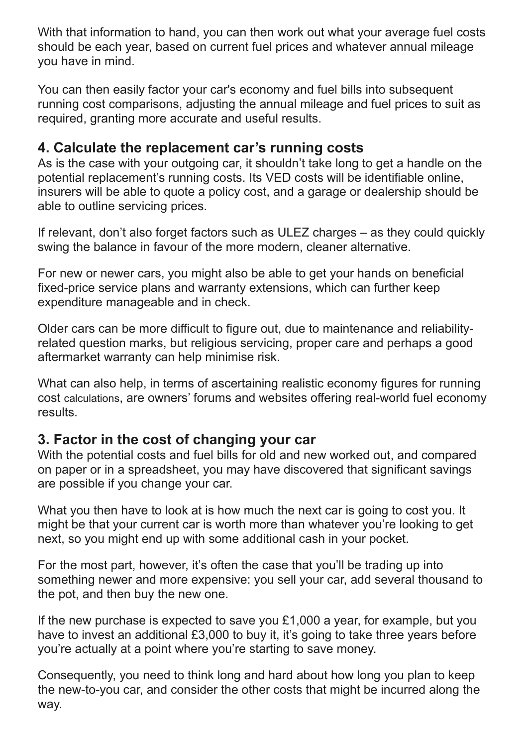With that information to hand, you can then work out what your average fuel costs should be each year, based on current fuel prices and whatever annual mileage you have in mind.

You can then easily factor your car's economy and fuel bills into subsequent running cost comparisons, adjusting the annual mileage and fuel prices to suit as required, granting more accurate and useful results.

## 4. Calculate the replacement car's running costs

As is the case with your outgoing car, it shouldn't take long to get a handle on the potential replacement's running costs. Its VED costs will be identifiable online, insurers will be able to quote a policy cost, and a garage or dealership should be able to outline servicing prices.

If relevant, don't also forget factors such as ULEZ charges – as they could quickly swing the balance in favour of the more modern, cleaner alternative.

For new or newer cars, you might also be able to get your hands on beneficial fixed-price service plans and warranty extensions, which can further keep expenditure manageable and in check.

Older cars can be more difficult to figure out, due to maintenance and reliability-related question marks, but religious servicing, proper care and perhaps a good aftermarket warranty can help minimise risk.

What can also help, in terms of ascertaining realistic economy figures for running cost calculations, are owners' forums and websites offering real-world fuel economy results.

## 3. Factor in the cost of changing your car

With the potential costs and fuel bills for old and new worked out, and compared on paper or in a spreadsheet, you may have discovered that significant savings are possible if you change your car.

What you then have to look at is how much the next car is going to cost you. It might be that your current car is worth more than whatever you're looking to get next, so you might end up with some additional cash in your pocket.

For the most part, however, it's often the case that you'll be trading up into something newer and more expensive: you sell your car, add several thousand to the pot, and then buy the new one.

If the new purchase is expected to save you £1,000 a year, for example, but you have to invest an additional £3,000 to buy it, it's going to take three years before you're actually at a point where you're starting to save money.

Consequently, you need to think long and hard about how long you plan to keep the new-to-you car, and consider the other costs that might be incurred along the way.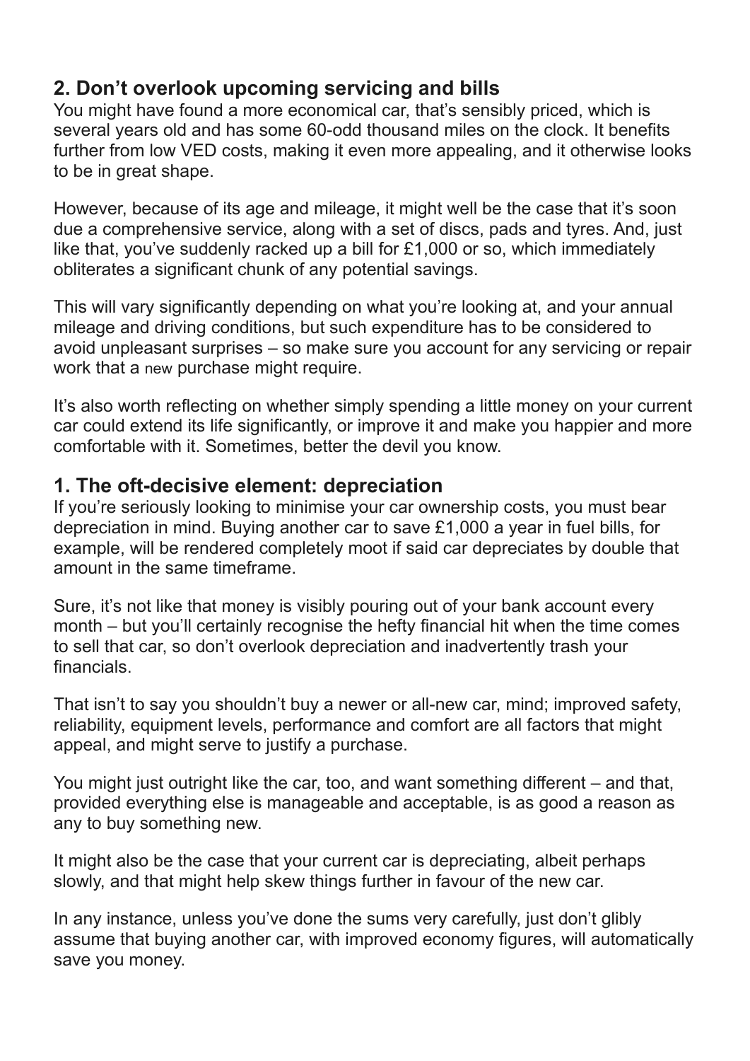## 2. Don't overlook upcoming servicing and bills

You might have found a more economical car, that's sensibly priced, which is several years old and has some 60-odd thousand miles on the clock. It benefits further from low VED costs, making it even more appealing, and it otherwise looks to be in great shape.

However, because of its age and mileage, it might well be the case that it's soon due a comprehensive service, along with a set of discs, pads and tyres. And, just like that, you've suddenly racked up a bill for £1,000 or so, which immediately obliterates a significant chunk of any potential savings.

This will vary significantly depending on what you're looking at, and your annual mileage and driving conditions, but such expenditure has to be considered to avoid unpleasant surprises – so make sure you account for any servicing or repair work that a new purchase might require.

It's also worth reflecting on whether simply spending a little money on your current car could extend its life significantly, or improve it and make you happier and more comfortable with it. Sometimes, better the devil you know.

## 1. The oft-decisive element: depreciation

If you're seriously looking to minimise your car ownership costs, you must bear depreciation in mind. Buying another car to save £1,000 a year in fuel bills, for example, will be rendered completely moot if said car depreciates by double that amount in the same timeframe.

Sure, it's not like that money is visibly pouring out of your bank account every month – but you'll certainly recognise the hefty financial hit when the time comes to sell that car, so don't overlook depreciation and inadvertently trash your financials.

That isn't to say you shouldn't buy a newer or all-new car, mind; improved safety, reliability, equipment levels, performance and comfort are all factors that might appeal, and might serve to justify a purchase.

You might just outright like the car, too, and want something different – and that, provided everything else is manageable and acceptable, is as good a reason as any to buy something new.

It might also be the case that your current car is depreciating, albeit perhaps slowly, and that might help skew things further in favour of the new car.

In any instance, unless you've done the sums very carefully, just don't glibly assume that buying another car, with improved economy figures, will automatically save you money.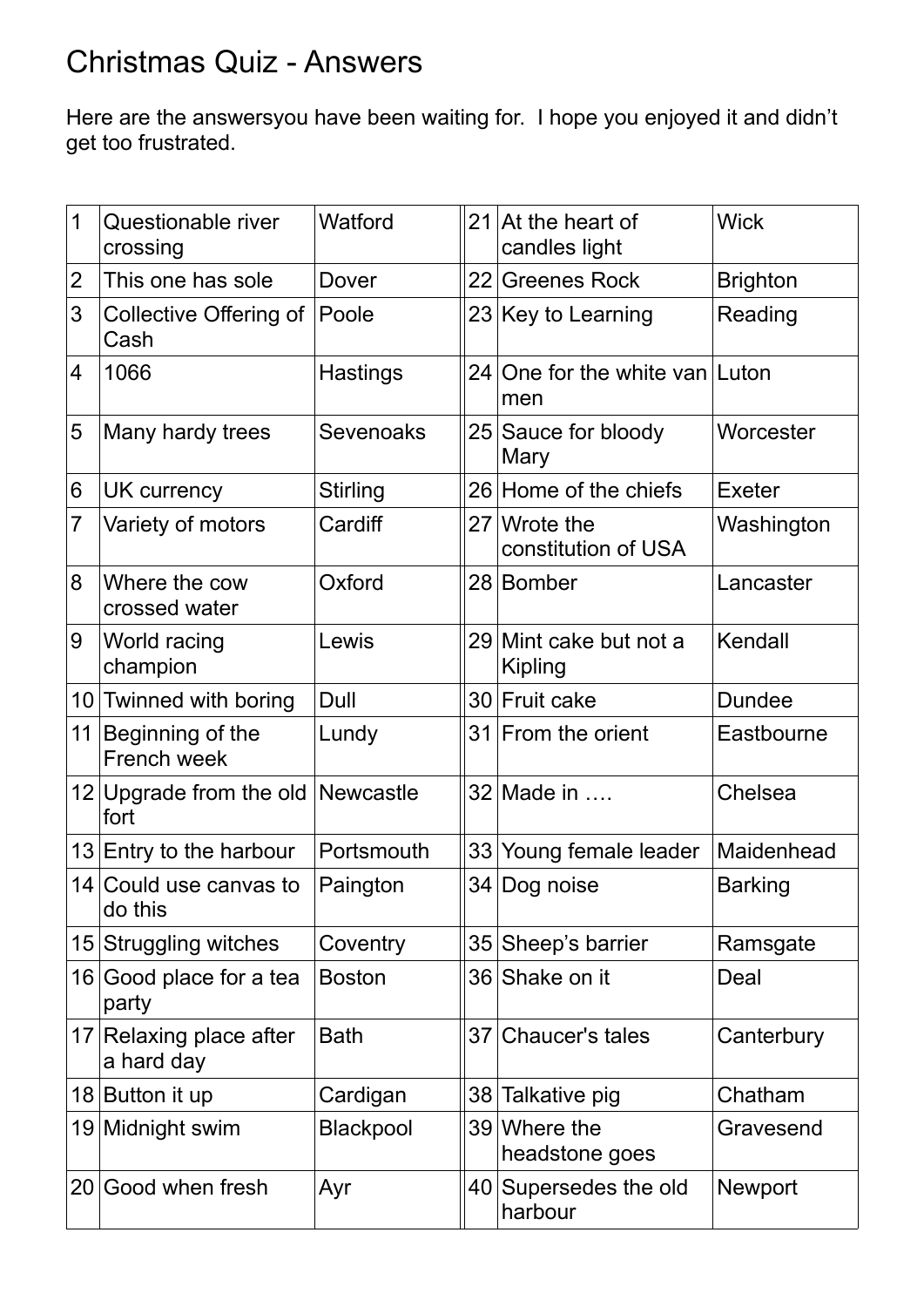# Christmas Quiz - Answers

Here are the answersyou have been waiting for.  I hope you enjoyed it and didn't get too frustrated.

| | | | | | |
|---|---|---|---|---|---|
| 1 | Questionable river crossing | Watford | 21 | At the heart of candles light | Wick |
| 2 | This one has sole | Dover | 22 | Greenes Rock | Brighton |
| 3 | Collective Offering of Cash | Poole | 23 | Key to Learning | Reading |
| 4 | 1066 | Hastings | 24 | One for the white van men | Luton |
| 5 | Many hardy trees | Sevenoaks | 25 | Sauce for bloody Mary | Worcester |
| 6 | UK currency | Stirling | 26 | Home of the chiefs | Exeter |
| 7 | Variety of motors | Cardiff | 27 | Wrote the constitution of USA | Washington |
| 8 | Where the cow crossed water | Oxford | 28 | Bomber | Lancaster |
| 9 | World racing champion | Lewis | 29 | Mint cake but not a Kipling | Kendall |
| 10 | Twinned with boring | Dull | 30 | Fruit cake | Dundee |
| 11 | Beginning of the French week | Lundy | 31 | From the orient | Eastbourne |
| 12 | Upgrade from the old fort | Newcastle | 32 | Made in …. | Chelsea |
| 13 | Entry to the harbour | Portsmouth | 33 | Young female leader | Maidenhead |
| 14 | Could use canvas to do this | Paington | 34 | Dog noise | Barking |
| 15 | Struggling witches | Coventry | 35 | Sheep's barrier | Ramsgate |
| 16 | Good place for a tea party | Boston | 36 | Shake on it | Deal |
| 17 | Relaxing place after a hard day | Bath | 37 | Chaucer's tales | Canterbury |
| 18 | Button it up | Cardigan | 38 | Talkative pig | Chatham |
| 19 | Midnight swim | Blackpool | 39 | Where the headstone goes | Gravesend |
| 20 | Good when fresh | Ayr | 40 | Supersedes the old harbour | Newport |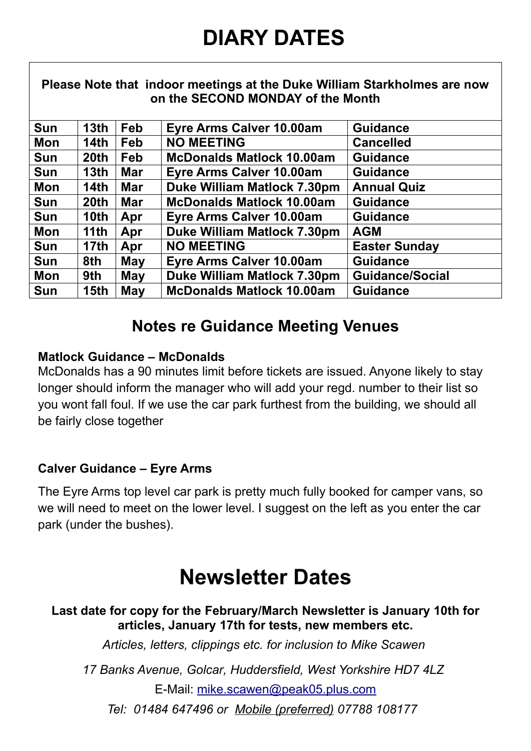# DIARY DATES

**Please Note that indoor meetings at the Duke William Starkholmes are now on the SECOND MONDAY of the Month**

| | | | | |
|---|---|---|---|---|
| **Sun** | **13th** | **Feb** | **Eyre Arms Calver 10.00am** | **Guidance** |
| **Mon** | **14th** | **Feb** | **NO MEETING** | **Cancelled** |
| **Sun** | **20th** | **Feb** | **McDonalds Matlock 10.00am** | **Guidance** |
| **Sun** | **13th** | **Mar** | **Eyre Arms Calver 10.00am** | **Guidance** |
| **Mon** | **14th** | **Mar** | **Duke William Matlock 7.30pm** | **Annual Quiz** |
| **Sun** | **20th** | **Mar** | **McDonalds Matlock 10.00am** | **Guidance** |
| **Sun** | **10th** | **Apr** | **Eyre Arms Calver 10.00am** | **Guidance** |
| **Mon** | **11th** | **Apr** | **Duke William Matlock 7.30pm** | **AGM** |
| **Sun** | **17th** | **Apr** | **NO MEETING** | **Easter Sunday** |
| **Sun** | **8th** | **May** | **Eyre Arms Calver 10.00am** | **Guidance** |
| **Mon** | **9th** | **May** | **Duke William Matlock 7.30pm** | **Guidance/Social** |
| **Sun** | **15th** | **May** | **McDonalds Matlock 10.00am** | **Guidance** |

## Notes re Guidance Meeting Venues

**Matlock Guidance – McDonalds**

McDonalds has a 90 minutes limit before tickets are issued. Anyone likely to stay longer should inform the manager who will add your regd. number to their list so you wont fall foul. If we use the car park furthest from the building, we should all be fairly close together

**Calver Guidance – Eyre Arms**

The Eyre Arms top level car park is pretty much fully booked for camper vans, so we will need to meet on the lower level. I suggest on the left as you enter the car park (under the bushes).

# Newsletter Dates

**Last date for copy for the February/March Newsletter is January 10th for articles, January 17th for tests, new members etc.**

*Articles, letters, clippings etc. for inclusion to Mike Scawen*

*17 Banks Avenue, Golcar, Huddersfield, West Yorkshire HD7 4LZ*

E-Mail: mike.scawen@peak05.plus.com

*Tel: 01484 647496 or Mobile (preferred) 07788 108177*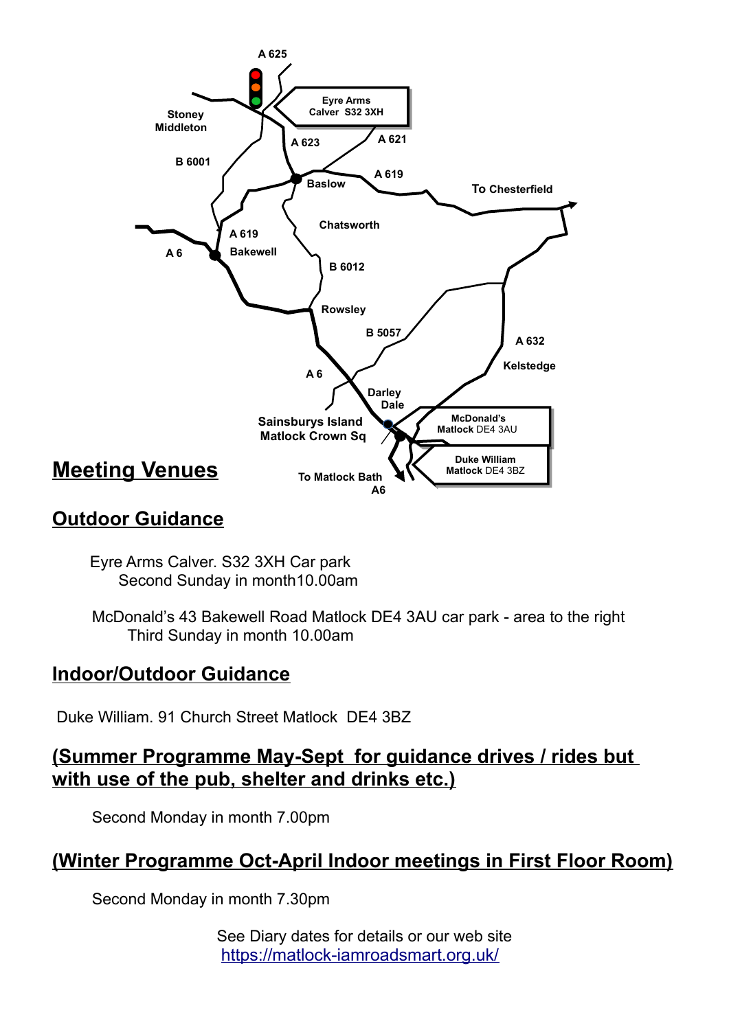## Meeting Venues

## Outdoor Guidance

Eyre Arms Calver. S32 3XH Car park
Second Sunday in month10.00am

McDonald's 43 Bakewell Road Matlock DE4 3AU car park - area to the right
Third Sunday in month 10.00am

## Indoor/Outdoor Guidance

Duke William. 91 Church Street Matlock DE4 3BZ

## (Summer Programme May-Sept for guidance drives / rides but with use of the pub, shelter and drinks etc.)

Second Monday in month 7.00pm

## (Winter Programme Oct-April Indoor meetings in First Floor Room)

Second Monday in month 7.30pm

See Diary dates for details or our web site
https://matlock-iamroadsmart.org.uk/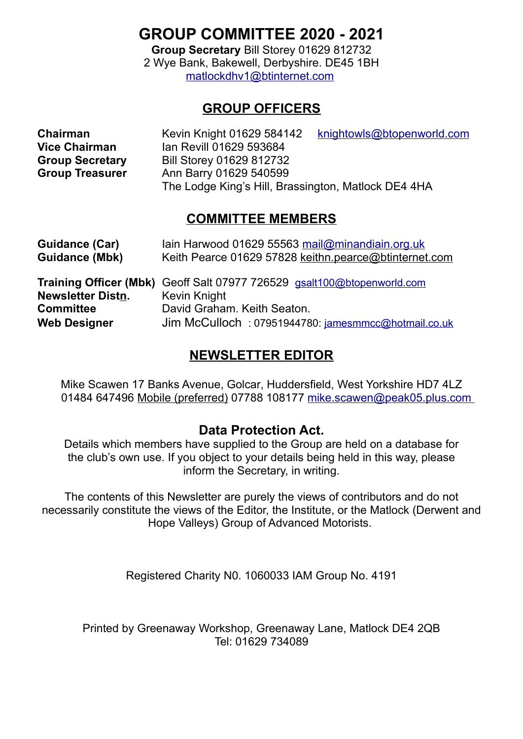# GROUP COMMITTEE 2020 - 2021

**Group Secretary** Bill Storey 01629 812732
2 Wye Bank, Bakewell, Derbyshire. DE45 1BH
matlockdhv1@btinternet.com

## GROUP OFFICERS

| | |
|---|---|
| **Chairman** | Kevin Knight 01629 584142 knightowls@btopenworld.com |
| **Vice Chairman** | Ian Revill 01629 593684 |
| **Group Secretary** | Bill Storey 01629 812732 |
| **Group Treasurer** | Ann Barry 01629 540599<br>The Lodge King's Hill, Brassington, Matlock DE4 4HA |

## COMMITTEE MEMBERS

| | |
|---|---|
| **Guidance (Car)** | Iain Harwood 01629 55563 mail@minandiain.org.uk |
| **Guidance (Mbk)** | Keith Pearce 01629 57828 keithn.pearce@btinternet.com |
| **Training Officer (Mbk)** | Geoff Salt 07977 726529 gsalt100@btopenworld.com |
| **Newsletter Distn.** | Kevin Knight |
| **Committee** | David Graham. Keith Seaton. |
| **Web Designer** | Jim McCulloch : 07951944780: jamesmmcc@hotmail.co.uk |

## NEWSLETTER EDITOR

Mike Scawen 17 Banks Avenue, Golcar, Huddersfield, West Yorkshire HD7 4LZ
01484 647496 Mobile (preferred) 07788 108177 mike.scawen@peak05.plus.com

### Data Protection Act.

Details which members have supplied to the Group are held on a database for the club's own use. If you object to your details being held in this way, please inform the Secretary, in writing.

The contents of this Newsletter are purely the views of contributors and do not necessarily constitute the views of the Editor, the Institute, or the Matlock (Derwent and Hope Valleys) Group of Advanced Motorists.

Registered Charity N0. 1060033 IAM Group No. 4191

Printed by Greenaway Workshop, Greenaway Lane, Matlock DE4 2QB
Tel: 01629 734089